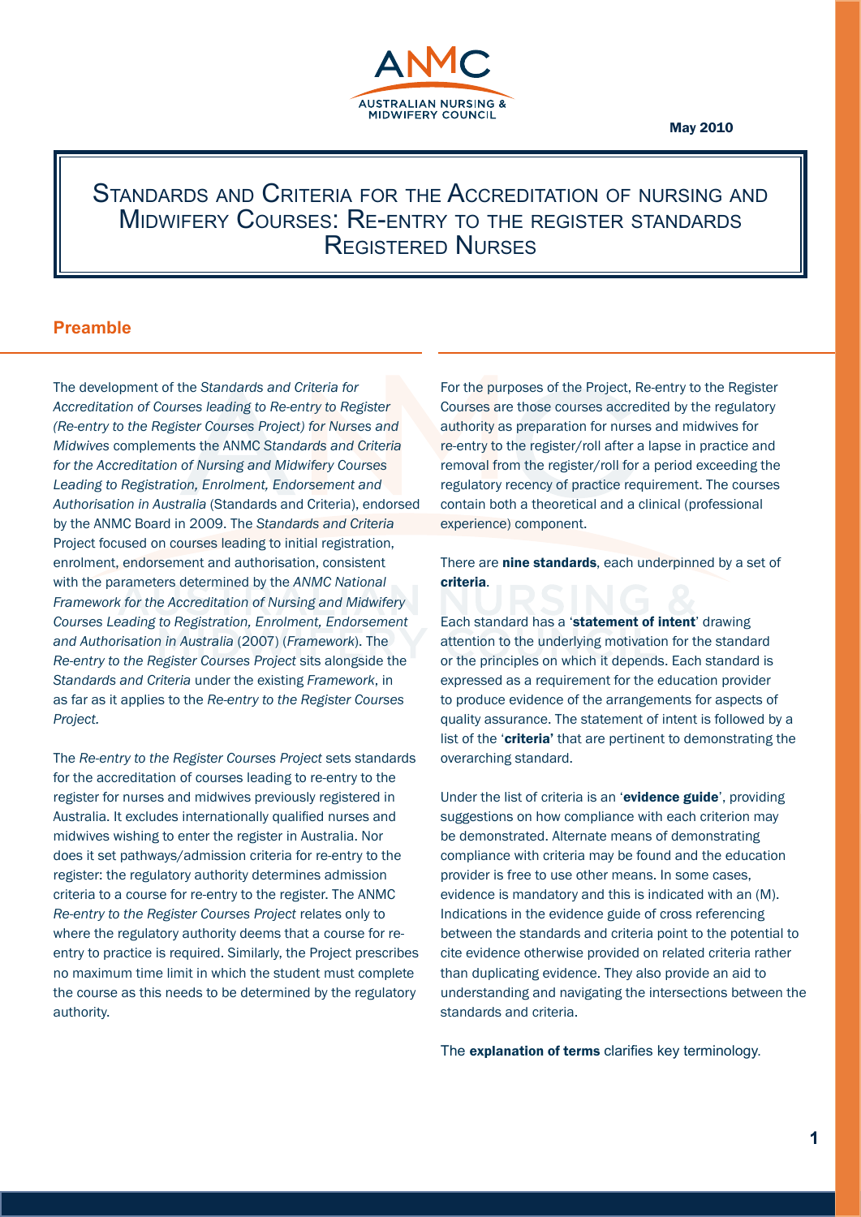ANMC
AUSTRALIAN NURSING & MIDWIFERY COUNCIL

**May 2010**

# Standards and Criteria for the Accreditation of nursing and Midwifery Courses: Re-entry to the register standards Registered Nurses

## Preamble

The development of the *Standards and Criteria for Accreditation of Courses leading to Re-entry to Register (Re-entry to the Register Courses Project) for Nurses and Midwives* complements the ANMC *Standards and Criteria for the Accreditation of Nursing and Midwifery Courses Leading to Registration, Enrolment, Endorsement and Authorisation in Australia* (Standards and Criteria), endorsed by the ANMC Board in 2009. The *Standards and Criteria* Project focused on courses leading to initial registration, enrolment, endorsement and authorisation, consistent with the parameters determined by the *ANMC National Framework for the Accreditation of Nursing and Midwifery Courses Leading to Registration, Enrolment, Endorsement and Authorisation in Australia* (2007) (*Framework*). The *Re-entry to the Register Courses Project* sits alongside the *Standards and Criteria* under the existing *Framework*, in as far as it applies to the *Re-entry to the Register Courses Project.*

The *Re-entry to the Register Courses Project* sets standards for the accreditation of courses leading to re-entry to the register for nurses and midwives previously registered in Australia. It excludes internationally qualified nurses and midwives wishing to enter the register in Australia. Nor does it set pathways/admission criteria for re-entry to the register: the regulatory authority determines admission criteria to a course for re-entry to the register. The ANMC *Re-entry to the Register Courses Project* relates only to where the regulatory authority deems that a course for re-entry to practice is required. Similarly, the Project prescribes no maximum time limit in which the student must complete the course as this needs to be determined by the regulatory authority.

For the purposes of the Project, Re-entry to the Register Courses are those courses accredited by the regulatory authority as preparation for nurses and midwives for re-entry to the register/roll after a lapse in practice and removal from the register/roll for a period exceeding the regulatory recency of practice requirement. The courses contain both a theoretical and a clinical (professional experience) component.

There are **nine standards**, each underpinned by a set of **criteria**.

Each standard has a '**statement of intent**' drawing attention to the underlying motivation for the standard or the principles on which it depends. Each standard is expressed as a requirement for the education provider to produce evidence of the arrangements for aspects of quality assurance. The statement of intent is followed by a list of the '**criteria'** that are pertinent to demonstrating the overarching standard.

Under the list of criteria is an '**evidence guide**', providing suggestions on how compliance with each criterion may be demonstrated. Alternate means of demonstrating compliance with criteria may be found and the education provider is free to use other means. In some cases, evidence is mandatory and this is indicated with an (M). Indications in the evidence guide of cross referencing between the standards and criteria point to the potential to cite evidence otherwise provided on related criteria rather than duplicating evidence. They also provide an aid to understanding and navigating the intersections between the standards and criteria.

The **explanation of terms** clarifies key terminology.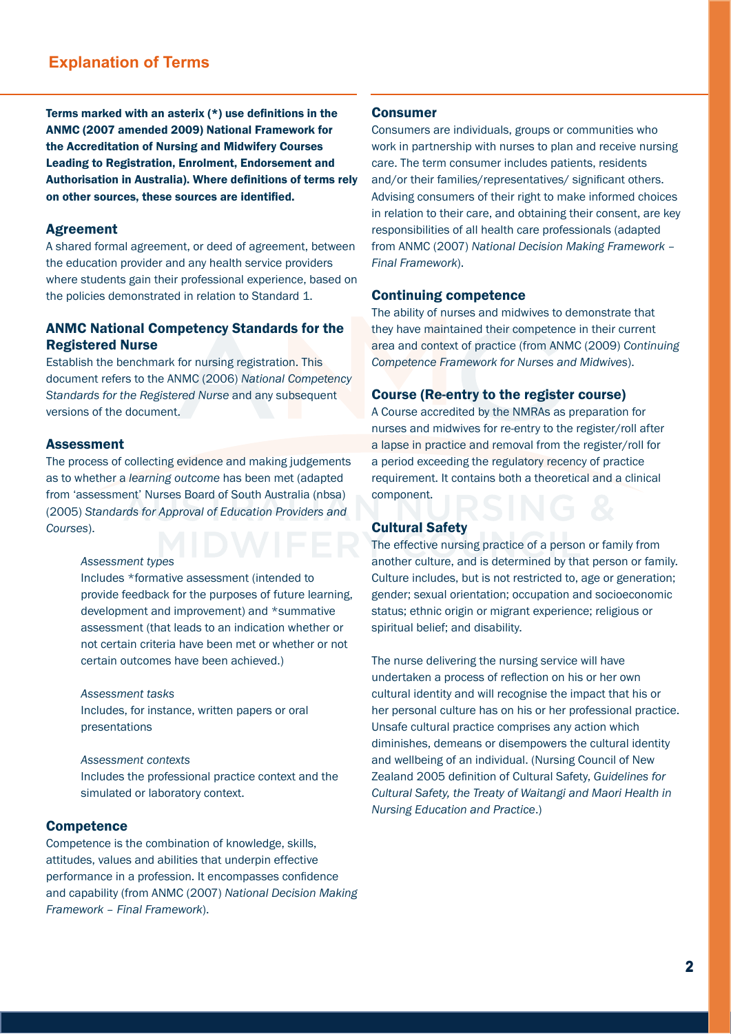## Explanation of Terms

**Terms marked with an asterix (*) use definitions in the ANMC (2007 amended 2009) National Framework for the Accreditation of Nursing and Midwifery Courses Leading to Registration, Enrolment, Endorsement and Authorisation in Australia). Where definitions of terms rely on other sources, these sources are identified.**

### Agreement

A shared formal agreement, or deed of agreement, between the education provider and any health service providers where students gain their professional experience, based on the policies demonstrated in relation to Standard 1.

### ANMC National Competency Standards for the Registered Nurse

Establish the benchmark for nursing registration. This document refers to the ANMC (2006) *National Competency Standards for the Registered Nurse* and any subsequent versions of the document.

### Assessment

The process of collecting evidence and making judgements as to whether a *learning outcome* has been met (adapted from 'assessment' Nurses Board of South Australia (nbsa) (2005) *Standards for Approval of Education Providers and Courses*).

*Assessment types*
Includes *formative assessment (intended to provide feedback for the purposes of future learning, development and improvement) and *summative assessment (that leads to an indication whether or not certain criteria have been met or whether or not certain outcomes have been achieved.)

*Assessment tasks*
Includes, for instance, written papers or oral presentations

*Assessment contexts*
Includes the professional practice context and the simulated or laboratory context.

### Competence

Competence is the combination of knowledge, skills, attitudes, values and abilities that underpin effective performance in a profession. It encompasses confidence and capability (from ANMC (2007) *National Decision Making Framework – Final Framework*).

### Consumer

Consumers are individuals, groups or communities who work in partnership with nurses to plan and receive nursing care. The term consumer includes patients, residents and/or their families/representatives/ significant others. Advising consumers of their right to make informed choices in relation to their care, and obtaining their consent, are key responsibilities of all health care professionals (adapted from ANMC (2007) *National Decision Making Framework – Final Framework*).

### Continuing competence

The ability of nurses and midwives to demonstrate that they have maintained their competence in their current area and context of practice (from ANMC (2009) *Continuing Competence Framework for Nurses and Midwives*).

### Course (Re-entry to the register course)

A Course accredited by the NMRAs as preparation for nurses and midwives for re-entry to the register/roll after a lapse in practice and removal from the register/roll for a period exceeding the regulatory recency of practice requirement. It contains both a theoretical and a clinical component.

### Cultural Safety

The effective nursing practice of a person or family from another culture, and is determined by that person or family. Culture includes, but is not restricted to, age or generation; gender; sexual orientation; occupation and socioeconomic status; ethnic origin or migrant experience; religious or spiritual belief; and disability.

The nurse delivering the nursing service will have undertaken a process of reflection on his or her own cultural identity and will recognise the impact that his or her personal culture has on his or her professional practice. Unsafe cultural practice comprises any action which diminishes, demeans or disempowers the cultural identity and wellbeing of an individual. (Nursing Council of New Zealand 2005 definition of Cultural Safety, *Guidelines for Cultural Safety, the Treaty of Waitangi and Maori Health in Nursing Education and Practice*.)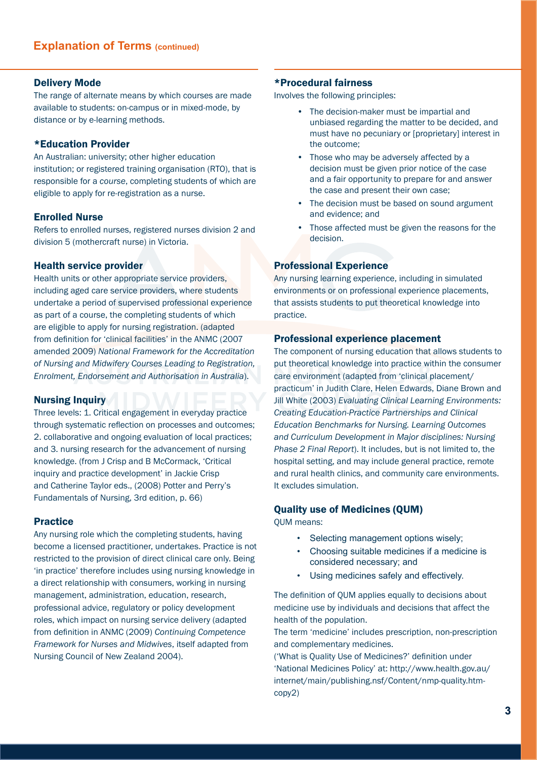## Explanation of Terms (continued)

### Delivery Mode

The range of alternate means by which courses are made available to students: on-campus or in mixed-mode, by distance or by e-learning methods.

### *Education Provider

An Australian: university; other higher education institution; or registered training organisation (RTO), that is responsible for a *course*, completing students of which are eligible to apply for re-registration as a nurse.

### Enrolled Nurse

Refers to enrolled nurses, registered nurses division 2 and division 5 (mothercraft nurse) in Victoria.

### Health service provider

Health units or other appropriate service providers, including aged care service providers, where students undertake a period of supervised professional experience as part of a course, the completing students of which are eligible to apply for nursing registration. (adapted from definition for 'clinical facilities' in the ANMC (2007 amended 2009) *National Framework for the Accreditation of Nursing and Midwifery Courses Leading to Registration, Enrolment, Endorsement and Authorisation in Australia*).

### Nursing Inquiry

Three levels: 1. Critical engagement in everyday practice through systematic reflection on processes and outcomes; 2. collaborative and ongoing evaluation of local practices; and 3. nursing research for the advancement of nursing knowledge. (from J Crisp and B McCormack, 'Critical inquiry and practice development' in Jackie Crisp and Catherine Taylor eds., (2008) Potter and Perry's Fundamentals of Nursing, 3rd edition, p. 66)

### Practice

Any nursing role which the completing students, having become a licensed practitioner, undertakes. Practice is not restricted to the provision of direct clinical care only. Being 'in practice' therefore includes using nursing knowledge in a direct relationship with consumers, working in nursing management, administration, education, research, professional advice, regulatory or policy development roles, which impact on nursing service delivery (adapted from definition in ANMC (2009) *Continuing Competence Framework for Nurses and Midwives*, itself adapted from Nursing Council of New Zealand 2004).

### *Procedural fairness

Involves the following principles:

- The decision-maker must be impartial and unbiased regarding the matter to be decided, and must have no pecuniary or [proprietary] interest in the outcome;
- Those who may be adversely affected by a decision must be given prior notice of the case and a fair opportunity to prepare for and answer the case and present their own case;
- The decision must be based on sound argument and evidence; and
- Those affected must be given the reasons for the decision.

### Professional Experience

Any nursing learning experience, including in simulated environments or on professional experience placements, that assists students to put theoretical knowledge into practice.

### Professional experience placement

The component of nursing education that allows students to put theoretical knowledge into practice within the consumer care environment (adapted from 'clinical placement/ practicum' in Judith Clare, Helen Edwards, Diane Brown and Jill White (2003) *Evaluating Clinical Learning Environments: Creating Education-Practice Partnerships and Clinical Education Benchmarks for Nursing. Learning Outcomes and Curriculum Development in Major disciplines: Nursing Phase 2 Final Report*). It includes, but is not limited to, the hospital setting, and may include general practice, remote and rural health clinics, and community care environments. It excludes simulation.

### Quality use of Medicines (QUM)

QUM means:

- Selecting management options wisely;
- Choosing suitable medicines if a medicine is considered necessary; and
- Using medicines safely and effectively.

The definition of QUM applies equally to decisions about medicine use by individuals and decisions that affect the health of the population.

The term 'medicine' includes prescription, non-prescription and complementary medicines.

('What is Quality Use of Medicines?' definition under 'National Medicines Policy' at: http://www.health.gov.au/internet/main/publishing.nsf/Content/nmp-quality.htm-copy2)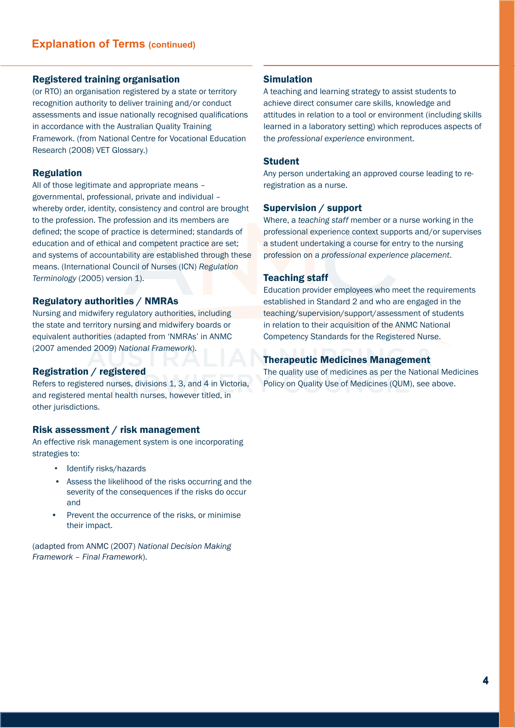## Explanation of Terms (continued)

### Registered training organisation

(or RTO) an organisation registered by a state or territory recognition authority to deliver training and/or conduct assessments and issue nationally recognised qualifications in accordance with the Australian Quality Training Framework. (from National Centre for Vocational Education Research (2008) VET Glossary.)

### Regulation

All of those legitimate and appropriate means – governmental, professional, private and individual – whereby order, identity, consistency and control are brought to the profession. The profession and its members are defined; the scope of practice is determined; standards of education and of ethical and competent practice are set; and systems of accountability are established through these means. (International Council of Nurses (ICN) *Regulation Terminology* (2005) version 1).

### Regulatory authorities / NMRAs

Nursing and midwifery regulatory authorities, including the state and territory nursing and midwifery boards or equivalent authorities (adapted from 'NMRAs' in ANMC (2007 amended 2009) *National Framework*).

### Registration / registered

Refers to registered nurses, divisions 1, 3, and 4 in Victoria, and registered mental health nurses, however titled, in other jurisdictions.

### Risk assessment / risk management

An effective risk management system is one incorporating strategies to:

- Identify risks/hazards
- Assess the likelihood of the risks occurring and the severity of the consequences if the risks do occur and
- Prevent the occurrence of the risks, or minimise their impact.

(adapted from ANMC (2007) *National Decision Making Framework – Final Framework*).

### Simulation

A teaching and learning strategy to assist students to achieve direct consumer care skills, knowledge and attitudes in relation to a tool or environment (including skills learned in a laboratory setting) which reproduces aspects of the *professional experience* environment.

### Student

Any person undertaking an approved course leading to re-registration as a nurse.

### Supervision / support

Where, a *teaching staff* member or a nurse working in the professional experience context supports and/or supervises a student undertaking a course for entry to the nursing profession on a *professional experience placement*.

### Teaching staff

Education provider employees who meet the requirements established in Standard 2 and who are engaged in the teaching/supervision/support/assessment of students in relation to their acquisition of the ANMC National Competency Standards for the Registered Nurse.

### Therapeutic Medicines Management

The quality use of medicines as per the National Medicines Policy on Quality Use of Medicines (QUM), see above.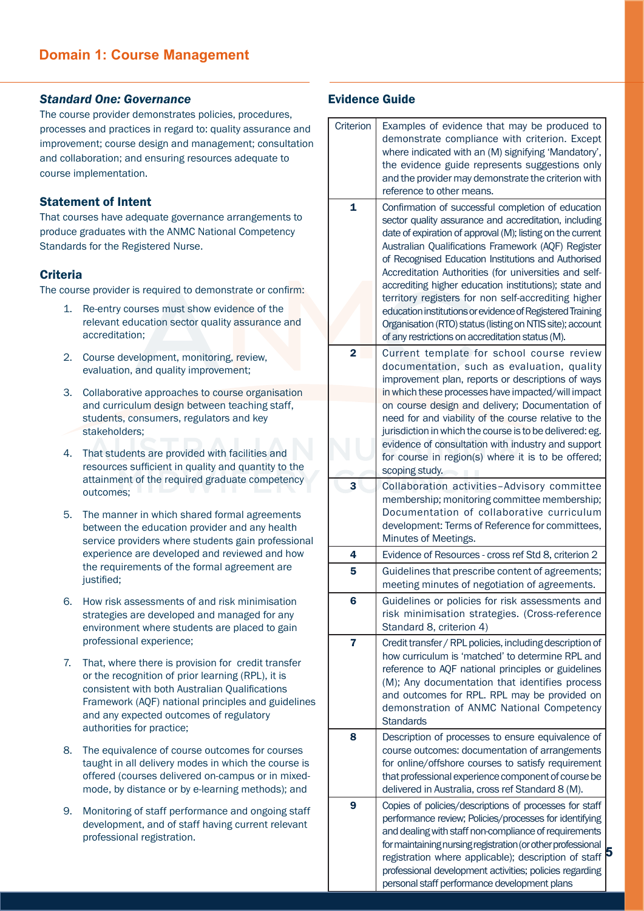## Domain 1: Course Management

### *Standard One: Governance*

The course provider demonstrates policies, procedures, processes and practices in regard to: quality assurance and improvement; course design and management; consultation and collaboration; and ensuring resources adequate to course implementation.

### Statement of Intent

That courses have adequate governance arrangements to produce graduates with the ANMC National Competency Standards for the Registered Nurse.

### Criteria

The course provider is required to demonstrate or confirm:

1. Re-entry courses must show evidence of the relevant education sector quality assurance and accreditation;
2. Course development, monitoring, review, evaluation, and quality improvement;
3. Collaborative approaches to course organisation and curriculum design between teaching staff, students, consumers, regulators and key stakeholders;
4. That students are provided with facilities and resources sufficient in quality and quantity to the attainment of the required graduate competency outcomes;
5. The manner in which shared formal agreements between the education provider and any health service providers where students gain professional experience are developed and reviewed and how the requirements of the formal agreement are justified;
6. How risk assessments of and risk minimisation strategies are developed and managed for any environment where students are placed to gain professional experience;
7. That, where there is provision for credit transfer or the recognition of prior learning (RPL), it is consistent with both Australian Qualifications Framework (AQF) national principles and guidelines and any expected outcomes of regulatory authorities for practice;
8. The equivalence of course outcomes for courses taught in all delivery modes in which the course is offered (courses delivered on-campus or in mixed-mode, by distance or by e-learning methods); and
9. Monitoring of staff performance and ongoing staff development, and of staff having current relevant professional registration.

### Evidence Guide

| Criterion | Examples of evidence that may be produced to demonstrate compliance with criterion. Except where indicated with an (M) signifying 'Mandatory', the evidence guide represents suggestions only and the provider may demonstrate the criterion with reference to other means. |
|---|---|
| 1 | Confirmation of successful completion of education sector quality assurance and accreditation, including date of expiration of approval (M); listing on the current Australian Qualifications Framework (AQF) Register of Recognised Education Institutions and Authorised Accreditation Authorities (for universities and self-accrediting higher education institutions); state and territory registers for non self-accrediting higher education institutions or evidence of Registered Training Organisation (RTO) status (listing on NTIS site); account of any restrictions on accreditation status (M). |
| 2 | Current template for school course review documentation, such as evaluation, quality improvement plan, reports or descriptions of ways in which these processes have impacted/will impact on course design and delivery; Documentation of need for and viability of the course relative to the jurisdiction in which the course is to be delivered: eg. evidence of consultation with industry and support for course in region(s) where it is to be offered; scoping study. |
| 3 | Collaboration activities–Advisory committee membership; monitoring committee membership; Documentation of collaborative curriculum development: Terms of Reference for committees, Minutes of Meetings. |
| 4 | Evidence of Resources - cross ref Std 8, criterion 2 |
| 5 | Guidelines that prescribe content of agreements; meeting minutes of negotiation of agreements. |
| 6 | Guidelines or policies for risk assessments and risk minimisation strategies. (Cross-reference Standard 8, criterion 4) |
| 7 | Credit transfer / RPL policies, including description of how curriculum is 'matched' to determine RPL and reference to AQF national principles or guidelines (M); Any documentation that identifies process and outcomes for RPL. RPL may be provided on demonstration of ANMC National Competency Standards |
| 8 | Description of processes to ensure equivalence of course outcomes: documentation of arrangements for online/offshore courses to satisfy requirement that professional experience component of course be delivered in Australia, cross ref Standard 8 (M). |
| 9 | Copies of policies/descriptions of processes for staff performance review; Policies/processes for identifying and dealing with staff non-compliance of requirements for maintaining nursing registration (or other professional registration where applicable); description of staff professional development activities; policies regarding personal staff performance development plans |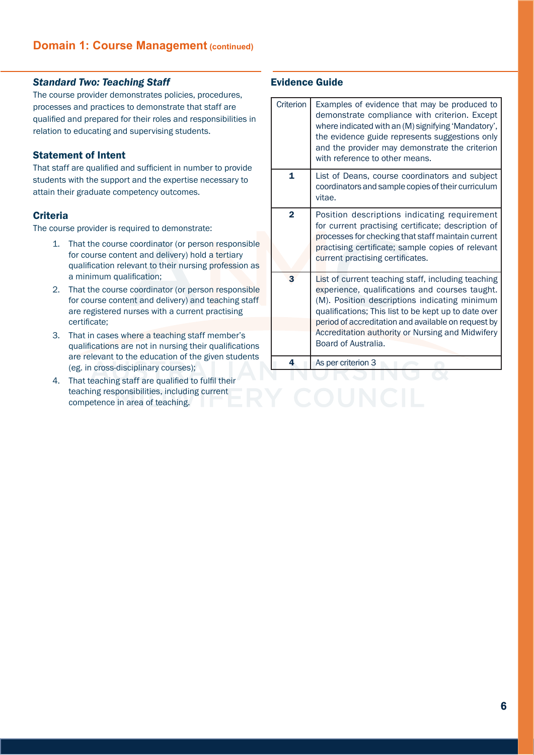## Domain 1: Course Management (continued)

### *Standard Two: Teaching Staff*

The course provider demonstrates policies, procedures, processes and practices to demonstrate that staff are qualified and prepared for their roles and responsibilities in relation to educating and supervising students.

### Statement of Intent

That staff are qualified and sufficient in number to provide students with the support and the expertise necessary to attain their graduate competency outcomes.

### Criteria

The course provider is required to demonstrate:

1. That the course coordinator (or person responsible for course content and delivery) hold a tertiary qualification relevant to their nursing profession as a minimum qualification;
2. That the course coordinator (or person responsible for course content and delivery) and teaching staff are registered nurses with a current practising certificate;
3. That in cases where a teaching staff member's qualifications are not in nursing their qualifications are relevant to the education of the given students (eg. in cross-disciplinary courses);
4. That teaching staff are qualified to fulfil their teaching responsibilities, including current competence in area of teaching.

### Evidence Guide

| Criterion | Examples of evidence that may be produced to demonstrate compliance with criterion. Except where indicated with an (M) signifying 'Mandatory', the evidence guide represents suggestions only and the provider may demonstrate the criterion with reference to other means. |
|---|---|
| **1** | List of Deans, course coordinators and subject coordinators and sample copies of their curriculum vitae. |
| **2** | Position descriptions indicating requirement for current practising certificate; description of processes for checking that staff maintain current practising certificate; sample copies of relevant current practising certificates. |
| **3** | List of current teaching staff, including teaching experience, qualifications and courses taught. (M). Position descriptions indicating minimum qualifications; This list to be kept up to date over period of accreditation and available on request by Accreditation authority or Nursing and Midwifery Board of Australia. |
| **4** | As per criterion 3 |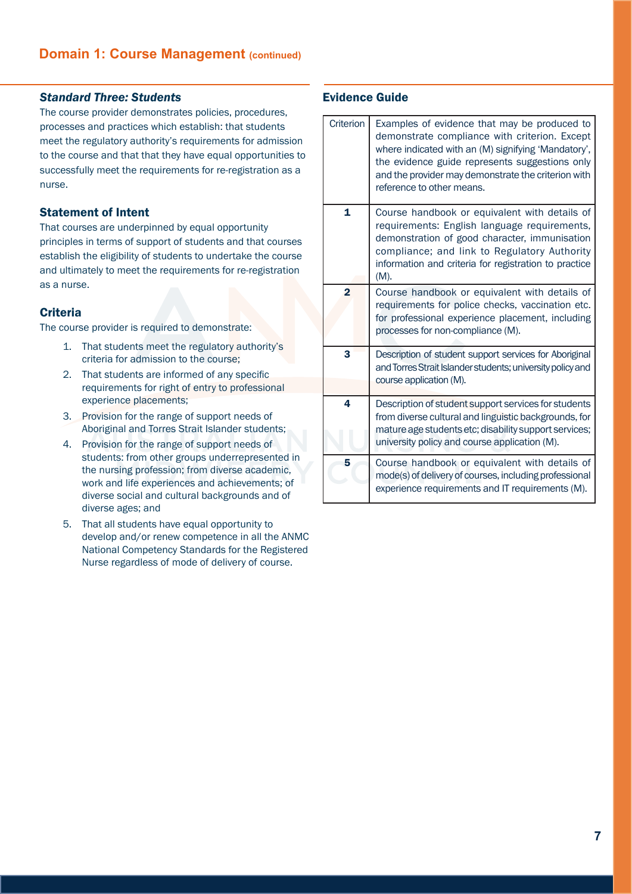## Domain 1: Course Management (continued)

### *Standard Three: Students*

The course provider demonstrates policies, procedures, processes and practices which establish: that students meet the regulatory authority's requirements for admission to the course and that that they have equal opportunities to successfully meet the requirements for re-registration as a nurse.

### Statement of Intent

That courses are underpinned by equal opportunity principles in terms of support of students and that courses establish the eligibility of students to undertake the course and ultimately to meet the requirements for re-registration as a nurse.

### Criteria

The course provider is required to demonstrate:

1. That students meet the regulatory authority's criteria for admission to the course;
2. That students are informed of any specific requirements for right of entry to professional experience placements;
3. Provision for the range of support needs of Aboriginal and Torres Strait Islander students;
4. Provision for the range of support needs of students: from other groups underrepresented in the nursing profession; from diverse academic, work and life experiences and achievements; of diverse social and cultural backgrounds and of diverse ages; and
5. That all students have equal opportunity to develop and/or renew competence in all the ANMC National Competency Standards for the Registered Nurse regardless of mode of delivery of course.

### Evidence Guide

| Criterion | Examples of evidence that may be produced to demonstrate compliance with criterion. Except where indicated with an (M) signifying 'Mandatory', the evidence guide represents suggestions only and the provider may demonstrate the criterion with reference to other means. |
|---|---|
| **1** | Course handbook or equivalent with details of requirements: English language requirements, demonstration of good character, immunisation compliance; and link to Regulatory Authority information and criteria for registration to practice (M). |
| **2** | Course handbook or equivalent with details of requirements for police checks, vaccination etc. for professional experience placement, including processes for non-compliance (M). |
| **3** | Description of student support services for Aboriginal and Torres Strait Islander students; university policy and course application (M). |
| **4** | Description of student support services for students from diverse cultural and linguistic backgrounds, for mature age students etc; disability support services; university policy and course application (M). |
| **5** | Course handbook or equivalent with details of mode(s) of delivery of courses, including professional experience requirements and IT requirements (M). |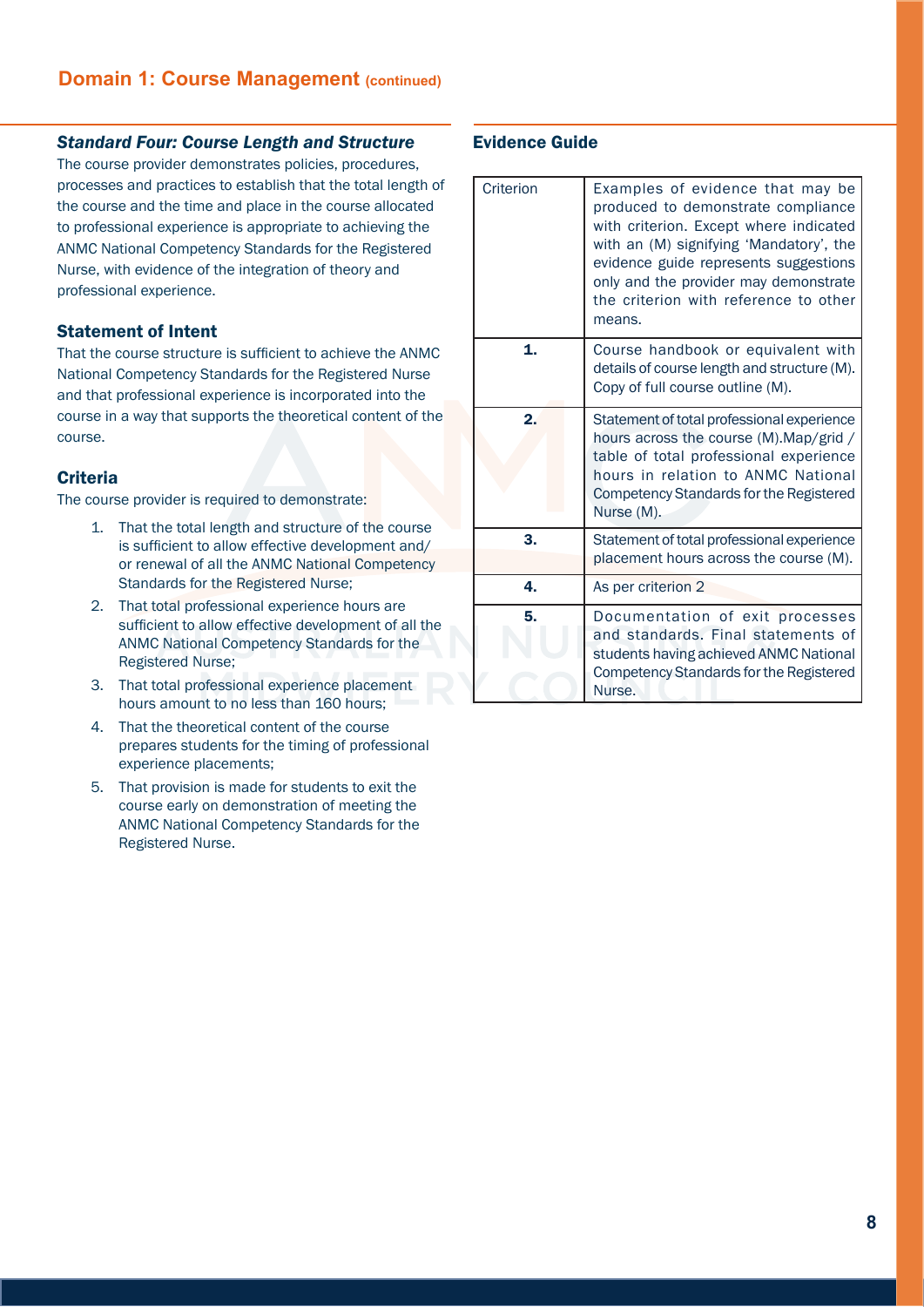## Domain 1: Course Management (continued)

### *Standard Four: Course Length and Structure*

The course provider demonstrates policies, procedures, processes and practices to establish that the total length of the course and the time and place in the course allocated to professional experience is appropriate to achieving the ANMC National Competency Standards for the Registered Nurse, with evidence of the integration of theory and professional experience.

### Statement of Intent

That the course structure is sufficient to achieve the ANMC National Competency Standards for the Registered Nurse and that professional experience is incorporated into the course in a way that supports the theoretical content of the course.

### Criteria

The course provider is required to demonstrate:

1. That the total length and structure of the course is sufficient to allow effective development and/ or renewal of all the ANMC National Competency Standards for the Registered Nurse;
2. That total professional experience hours are sufficient to allow effective development of all the ANMC National Competency Standards for the Registered Nurse;
3. That total professional experience placement hours amount to no less than 160 hours;
4. That the theoretical content of the course prepares students for the timing of professional experience placements;
5. That provision is made for students to exit the course early on demonstration of meeting the ANMC National Competency Standards for the Registered Nurse.

### Evidence Guide

| Criterion | Examples of evidence that may be produced to demonstrate compliance with criterion. Except where indicated with an (M) signifying 'Mandatory', the evidence guide represents suggestions only and the provider may demonstrate the criterion with reference to other means. |
|---|---|
| **1.** | Course handbook or equivalent with details of course length and structure (M). Copy of full course outline (M). |
| **2.** | Statement of total professional experience hours across the course (M).Map/grid / table of total professional experience hours in relation to ANMC National Competency Standards for the Registered Nurse (M). |
| **3.** | Statement of total professional experience placement hours across the course (M). |
| **4.** | As per criterion 2 |
| **5.** | Documentation of exit processes and standards. Final statements of students having achieved ANMC National Competency Standards for the Registered Nurse. |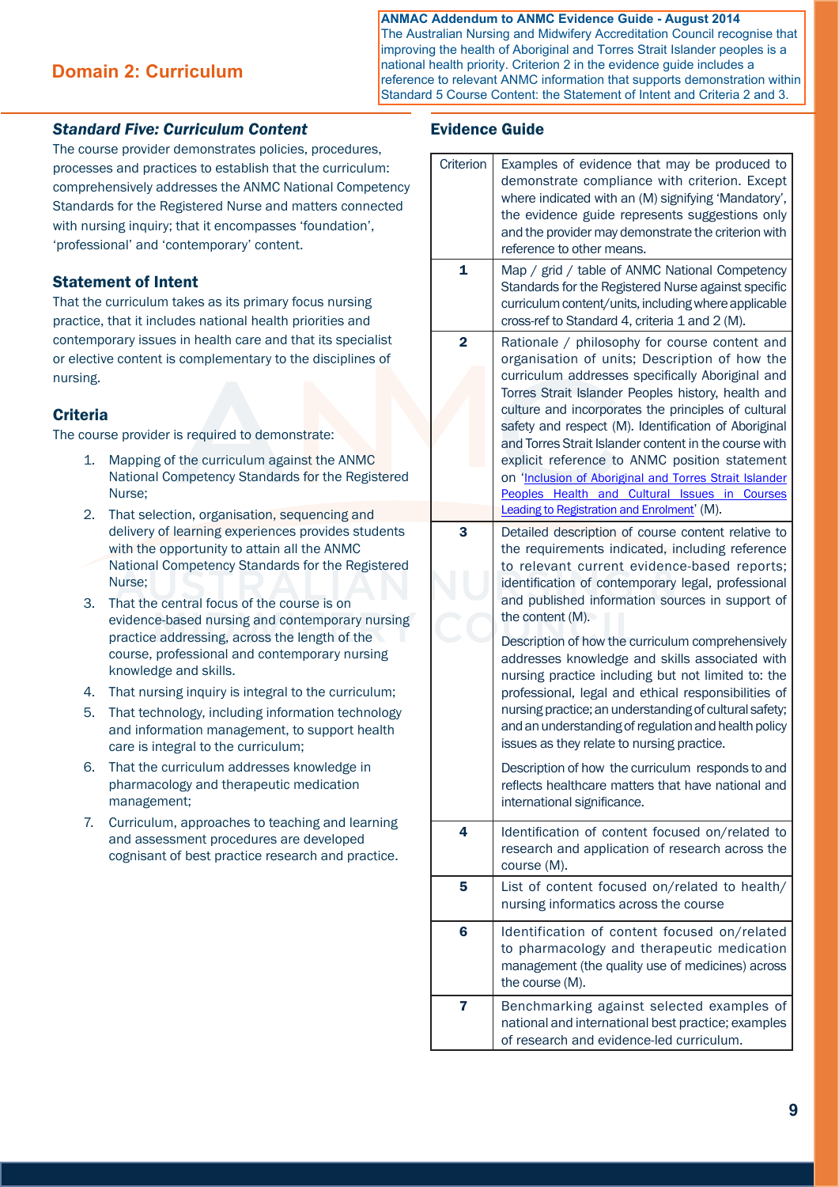## Domain 2: Curriculum

**ANMAC Addendum to ANMC Evidence Guide - August 2014**
The Australian Nursing and Midwifery Accreditation Council recognise that improving the health of Aboriginal and Torres Strait Islander peoples is a national health priority. Criterion 2 in the evidence guide includes a reference to relevant ANMC information that supports demonstration within Standard 5 Course Content: the Statement of Intent and Criteria 2 and 3.

### *Standard Five: Curriculum Content*

The course provider demonstrates policies, procedures, processes and practices to establish that the curriculum: comprehensively addresses the ANMC National Competency Standards for the Registered Nurse and matters connected with nursing inquiry; that it encompasses 'foundation', 'professional' and 'contemporary' content.

### Statement of Intent

That the curriculum takes as its primary focus nursing practice, that it includes national health priorities and contemporary issues in health care and that its specialist or elective content is complementary to the disciplines of nursing.

### Criteria

The course provider is required to demonstrate:

1. Mapping of the curriculum against the ANMC National Competency Standards for the Registered Nurse;
2. That selection, organisation, sequencing and delivery of learning experiences provides students with the opportunity to attain all the ANMC National Competency Standards for the Registered Nurse;
3. That the central focus of the course is on evidence-based nursing and contemporary nursing practice addressing, across the length of the course, professional and contemporary nursing knowledge and skills.
4. That nursing inquiry is integral to the curriculum;
5. That technology, including information technology and information management, to support health care is integral to the curriculum;
6. That the curriculum addresses knowledge in pharmacology and therapeutic medication management;
7. Curriculum, approaches to teaching and learning and assessment procedures are developed cognisant of best practice research and practice.

### Evidence Guide

| Criterion | Examples of evidence that may be produced to demonstrate compliance with criterion. Except where indicated with an (M) signifying 'Mandatory', the evidence guide represents suggestions only and the provider may demonstrate the criterion with reference to other means. |
|---|---|
| **1** | Map / grid / table of ANMC National Competency Standards for the Registered Nurse against specific curriculum content/units, including where applicable cross-ref to Standard 4, criteria 1 and 2 (M). |
| **2** | Rationale / philosophy for course content and organisation of units; Description of how the curriculum addresses specifically Aboriginal and Torres Strait Islander Peoples history, health and culture and incorporates the principles of cultural safety and respect (M). Identification of Aboriginal and Torres Strait Islander content in the course with explicit reference to ANMC position statement on '[Inclusion of Aboriginal and Torres Strait Islander Peoples Health and Cultural Issues in Courses Leading to Registration and Enrolment]' (M). |
| **3** | Detailed description of course content relative to the requirements indicated, including reference to relevant current evidence-based reports; identification of contemporary legal, professional and published information sources in support of the content (M).<br><br>Description of how the curriculum comprehensively addresses knowledge and skills associated with nursing practice including but not limited to: the professional, legal and ethical responsibilities of nursing practice; an understanding of cultural safety; and an understanding of regulation and health policy issues as they relate to nursing practice.<br><br>Description of how the curriculum responds to and reflects healthcare matters that have national and international significance. |
| **4** | Identification of content focused on/related to research and application of research across the course (M). |
| **5** | List of content focused on/related to health/ nursing informatics across the course |
| **6** | Identification of content focused on/related to pharmacology and therapeutic medication management (the quality use of medicines) across the course (M). |
| **7** | Benchmarking against selected examples of national and international best practice; examples of research and evidence-led curriculum. |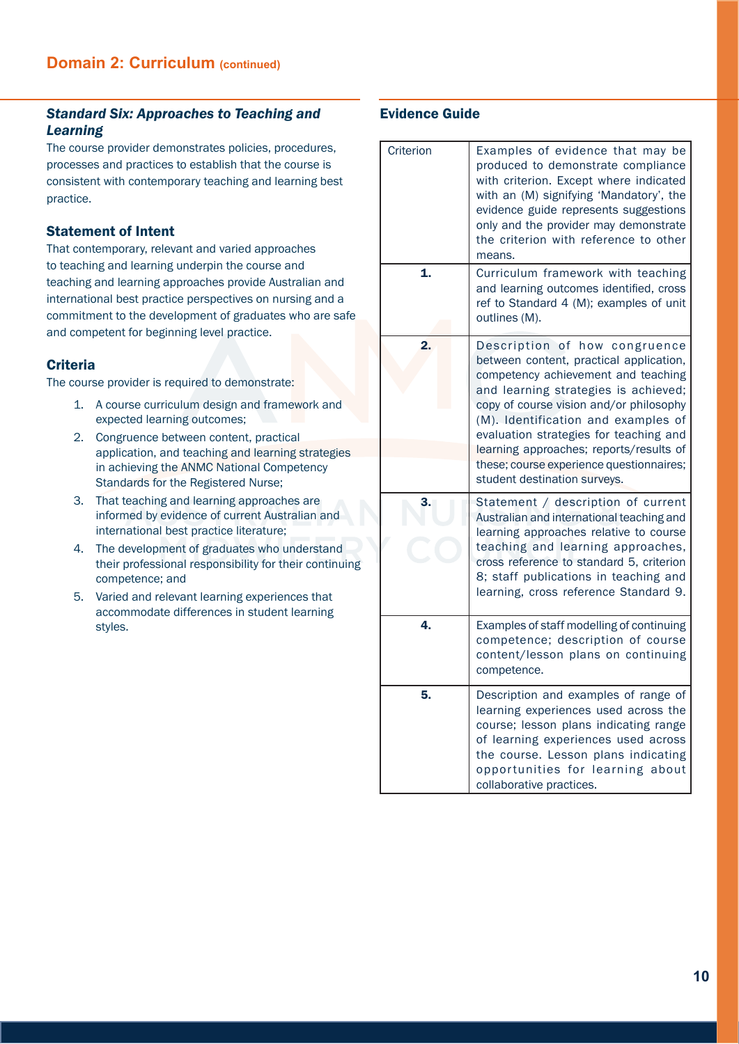## Domain 2: Curriculum (continued)

### *Standard Six: Approaches to Teaching and Learning*

The course provider demonstrates policies, procedures, processes and practices to establish that the course is consistent with contemporary teaching and learning best practice.

### Statement of Intent

That contemporary, relevant and varied approaches to teaching and learning underpin the course and teaching and learning approaches provide Australian and international best practice perspectives on nursing and a commitment to the development of graduates who are safe and competent for beginning level practice.

### Criteria

The course provider is required to demonstrate:

1. A course curriculum design and framework and expected learning outcomes;
2. Congruence between content, practical application, and teaching and learning strategies in achieving the ANMC National Competency Standards for the Registered Nurse;
3. That teaching and learning approaches are informed by evidence of current Australian and international best practice literature;
4. The development of graduates who understand their professional responsibility for their continuing competence; and
5. Varied and relevant learning experiences that accommodate differences in student learning styles.

### Evidence Guide

| Criterion | Examples of evidence that may be produced to demonstrate compliance with criterion. Except where indicated with an (M) signifying 'Mandatory', the evidence guide represents suggestions only and the provider may demonstrate the criterion with reference to other means. |
|---|---|
| **1.** | Curriculum framework with teaching and learning outcomes identified, cross ref to Standard 4 (M); examples of unit outlines (M). |
| **2.** | Description of how congruence between content, practical application, competency achievement and teaching and learning strategies is achieved; copy of course vision and/or philosophy (M). Identification and examples of evaluation strategies for teaching and learning approaches; reports/results of these; course experience questionnaires; student destination surveys. |
| **3.** | Statement / description of current Australian and international teaching and learning approaches relative to course teaching and learning approaches, cross reference to standard 5, criterion 8; staff publications in teaching and learning, cross reference Standard 9. |
| **4.** | Examples of staff modelling of continuing competence; description of course content/lesson plans on continuing competence. |
| **5.** | Description and examples of range of learning experiences used across the course; lesson plans indicating range of learning experiences used across the course. Lesson plans indicating opportunities for learning about collaborative practices. |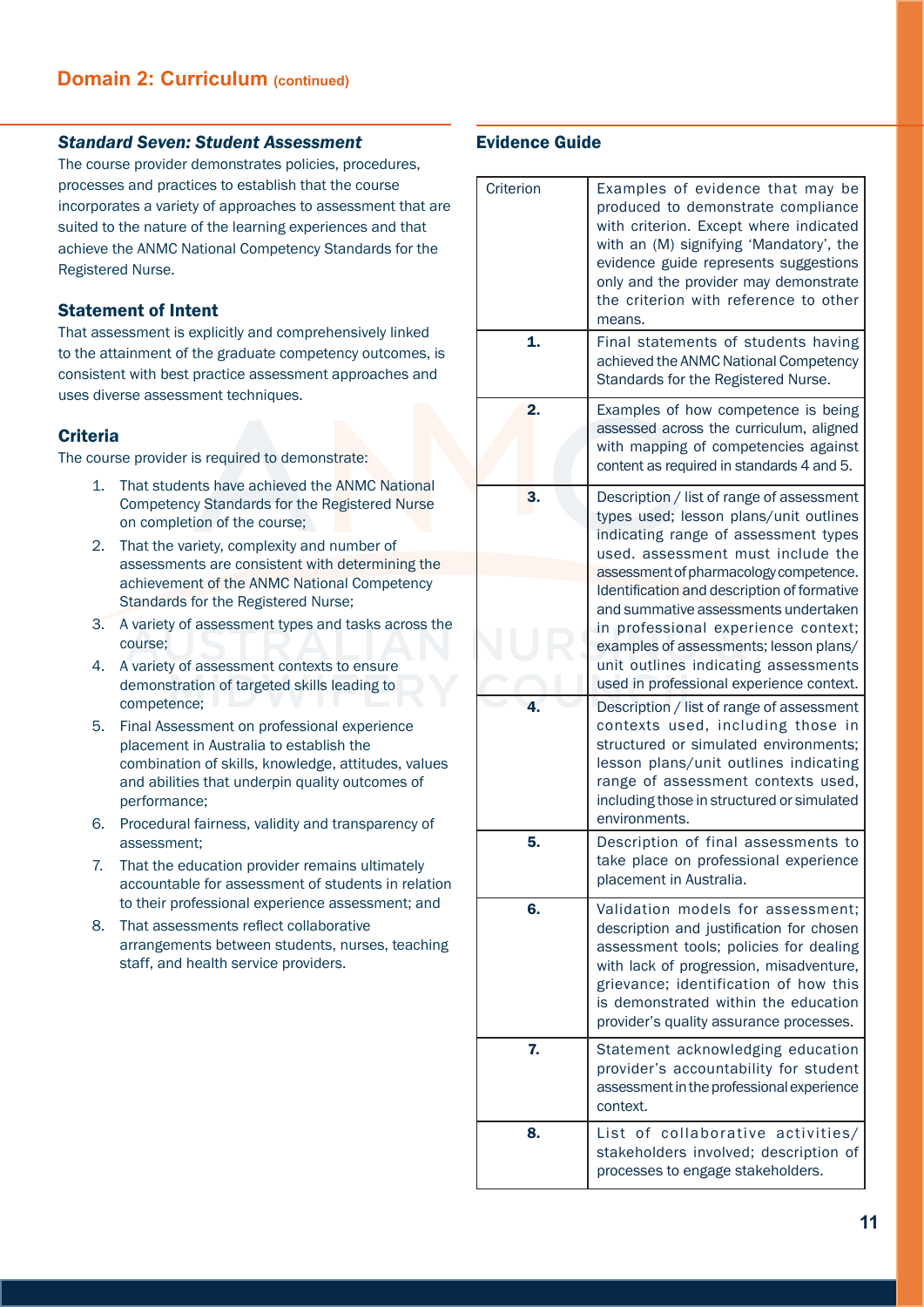## Domain 2: Curriculum (continued)

### *Standard Seven: Student Assessment*

The course provider demonstrates policies, procedures, processes and practices to establish that the course incorporates a variety of approaches to assessment that are suited to the nature of the learning experiences and that achieve the ANMC National Competency Standards for the Registered Nurse.

### Statement of Intent

That assessment is explicitly and comprehensively linked to the attainment of the graduate competency outcomes, is consistent with best practice assessment approaches and uses diverse assessment techniques.

### Criteria

The course provider is required to demonstrate:

1. That students have achieved the ANMC National Competency Standards for the Registered Nurse on completion of the course;
2. That the variety, complexity and number of assessments are consistent with determining the achievement of the ANMC National Competency Standards for the Registered Nurse;
3. A variety of assessment types and tasks across the course;
4. A variety of assessment contexts to ensure demonstration of targeted skills leading to competence;
5. Final Assessment on professional experience placement in Australia to establish the combination of skills, knowledge, attitudes, values and abilities that underpin quality outcomes of performance;
6. Procedural fairness, validity and transparency of assessment;
7. That the education provider remains ultimately accountable for assessment of students in relation to their professional experience assessment; and
8. That assessments reflect collaborative arrangements between students, nurses, teaching staff, and health service providers.

### Evidence Guide

| Criterion | Examples of evidence that may be produced to demonstrate compliance with criterion. Except where indicated with an (M) signifying 'Mandatory', the evidence guide represents suggestions only and the provider may demonstrate the criterion with reference to other means. |
|---|---|
| **1.** | Final statements of students having achieved the ANMC National Competency Standards for the Registered Nurse. |
| **2.** | Examples of how competence is being assessed across the curriculum, aligned with mapping of competencies against content as required in standards 4 and 5. |
| **3.** | Description / list of range of assessment types used; lesson plans/unit outlines indicating range of assessment types used. assessment must include the assessment of pharmacology competence. Identification and description of formative and summative assessments undertaken in professional experience context; examples of assessments; lesson plans/ unit outlines indicating assessments used in professional experience context. |
| **4.** | Description / list of range of assessment contexts used, including those in structured or simulated environments; lesson plans/unit outlines indicating range of assessment contexts used, including those in structured or simulated environments. |
| **5.** | Description of final assessments to take place on professional experience placement in Australia. |
| **6.** | Validation models for assessment; description and justification for chosen assessment tools; policies for dealing with lack of progression, misadventure, grievance; identification of how this is demonstrated within the education provider's quality assurance processes. |
| **7.** | Statement acknowledging education provider's accountability for student assessment in the professional experience context. |
| **8.** | List of collaborative activities/ stakeholders involved; description of processes to engage stakeholders. |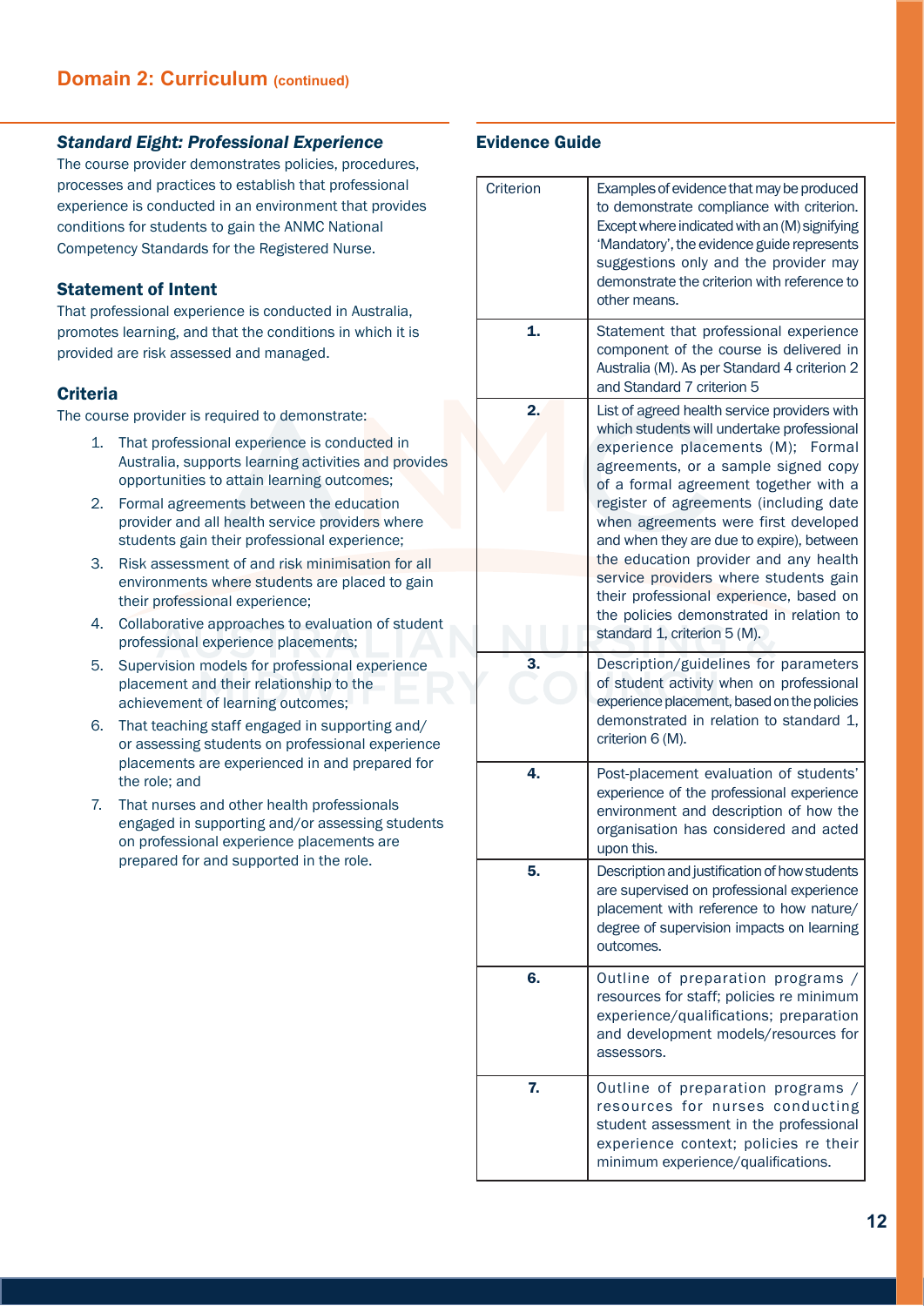## Domain 2: Curriculum (continued)

### *Standard Eight: Professional Experience*

The course provider demonstrates policies, procedures, processes and practices to establish that professional experience is conducted in an environment that provides conditions for students to gain the ANMC National Competency Standards for the Registered Nurse.

### Statement of Intent

That professional experience is conducted in Australia, promotes learning, and that the conditions in which it is provided are risk assessed and managed.

### Criteria

The course provider is required to demonstrate:

1. That professional experience is conducted in Australia, supports learning activities and provides opportunities to attain learning outcomes;
2. Formal agreements between the education provider and all health service providers where students gain their professional experience;
3. Risk assessment of and risk minimisation for all environments where students are placed to gain their professional experience;
4. Collaborative approaches to evaluation of student professional experience placements;
5. Supervision models for professional experience placement and their relationship to the achievement of learning outcomes;
6. That teaching staff engaged in supporting and/ or assessing students on professional experience placements are experienced in and prepared for the role; and
7. That nurses and other health professionals engaged in supporting and/or assessing students on professional experience placements are prepared for and supported in the role.

### Evidence Guide

| Criterion | Examples of evidence that may be produced to demonstrate compliance with criterion. Except where indicated with an (M) signifying 'Mandatory', the evidence guide represents suggestions only and the provider may demonstrate the criterion with reference to other means. |
|---|---|
| **1.** | Statement that professional experience component of the course is delivered in Australia (M). As per Standard 4 criterion 2 and Standard 7 criterion 5 |
| **2.** | List of agreed health service providers with which students will undertake professional experience placements (M); Formal agreements, or a sample signed copy of a formal agreement together with a register of agreements (including date when agreements were first developed and when they are due to expire), between the education provider and any health service providers where students gain their professional experience, based on the policies demonstrated in relation to standard 1, criterion 5 (M). |
| **3.** | Description/guidelines for parameters of student activity when on professional experience placement, based on the policies demonstrated in relation to standard 1, criterion 6 (M). |
| **4.** | Post-placement evaluation of students' experience of the professional experience environment and description of how the organisation has considered and acted upon this. |
| **5.** | Description and justification of how students are supervised on professional experience placement with reference to how nature/ degree of supervision impacts on learning outcomes. |
| **6.** | Outline of preparation programs / resources for staff; policies re minimum experience/qualifications; preparation and development models/resources for assessors. |
| **7.** | Outline of preparation programs / resources for nurses conducting student assessment in the professional experience context; policies re their minimum experience/qualifications. |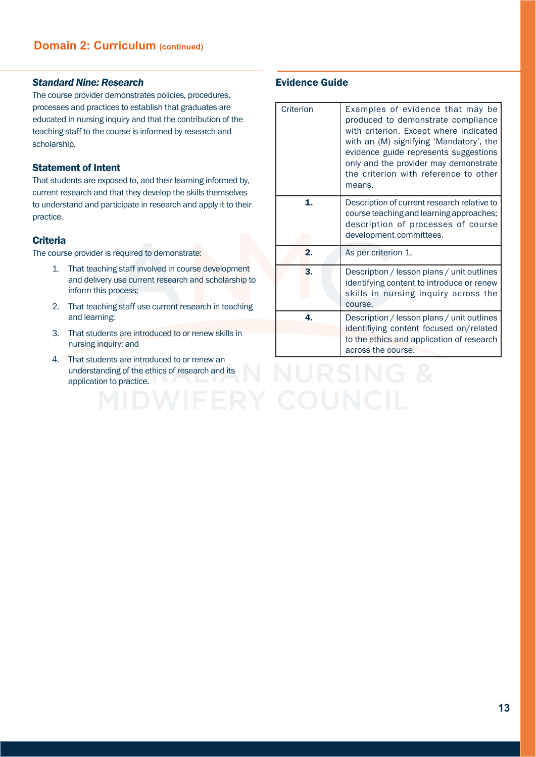## Domain 2: Curriculum (continued)

### *Standard Nine: Research*

The course provider demonstrates policies, procedures, processes and practices to establish that graduates are educated in nursing inquiry and that the contribution of the teaching staff to the course is informed by research and scholarship.

### Statement of Intent

That students are exposed to, and their learning informed by, current research and that they develop the skills themselves to understand and participate in research and apply it to their practice.

### Criteria

The course provider is required to demonstrate:

1. That teaching staff involved in course development and delivery use current research and scholarship to inform this process;
2. That teaching staff use current research in teaching and learning;
3. That students are introduced to or renew skills in nursing inquiry; and
4. That students are introduced to or renew an understanding of the ethics of research and its application to practice.

### Evidence Guide

| Criterion | Examples of evidence that may be produced to demonstrate compliance with criterion. Except where indicated with an (M) signifying 'Mandatory', the evidence guide represents suggestions only and the provider may demonstrate the criterion with reference to other means. |
|---|---|
| **1.** | Description of current research relative to course teaching and learning approaches; description of processes of course development committees. |
| **2.** | As per criterion 1. |
| **3.** | Description / lesson plans / unit outlines identifying content to introduce or renew skills in nursing inquiry across the course. |
| **4.** | Description / lesson plans / unit outlines identifiying content focused on/related to the ethics and application of research across the course. |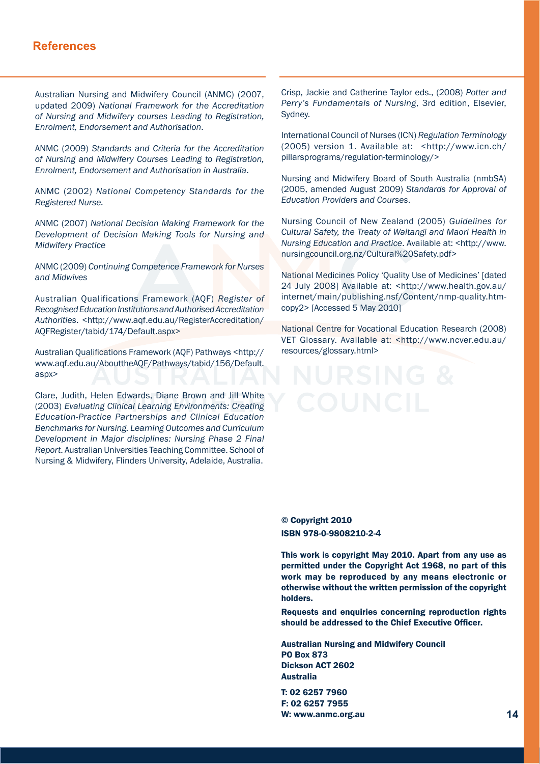## References

Australian Nursing and Midwifery Council (ANMC) (2007, updated 2009) *National Framework for the Accreditation of Nursing and Midwifery courses Leading to Registration, Enrolment, Endorsement and Authorisation*.

ANMC (2009) *Standards and Criteria for the Accreditation of Nursing and Midwifery Courses Leading to Registration, Enrolment, Endorsement and Authorisation in Australia*.

ANMC (2002) *National Competency Standards for the Registered Nurse.*

ANMC (2007) *National Decision Making Framework for the Development of Decision Making Tools for Nursing and Midwifery Practice*

ANMC (2009) *Continuing Competence Framework for Nurses and Midwives*

Australian Qualifications Framework (AQF) *Register of Recognised Education Institutions and Authorised Accreditation Authorities*. <http://www.aqf.edu.au/RegisterAccreditation/AQFRegister/tabid/174/Default.aspx>

Australian Qualifications Framework (AQF) Pathways <http://www.aqf.edu.au/AbouttheAQF/Pathways/tabid/156/Default.aspx>

Clare, Judith, Helen Edwards, Diane Brown and Jill White (2003) *Evaluating Clinical Learning Environments: Creating Education-Practice Partnerships and Clinical Education Benchmarks for Nursing. Learning Outcomes and Curriculum Development in Major disciplines: Nursing Phase 2 Final Report*. Australian Universities Teaching Committee. School of Nursing & Midwifery, Flinders University, Adelaide, Australia.

Crisp, Jackie and Catherine Taylor eds., (2008) *Potter and Perry's Fundamentals of Nursing*, 3rd edition, Elsevier, Sydney.

International Council of Nurses (ICN) *Regulation Terminology* (2005) version 1. Available at: <http://www.icn.ch/pillarsprograms/regulation-terminology/>

Nursing and Midwifery Board of South Australia (nmbSA) (2005, amended August 2009) *Standards for Approval of Education Providers and Courses*.

Nursing Council of New Zealand (2005) *Guidelines for Cultural Safety, the Treaty of Waitangi and Maori Health in Nursing Education and Practice*. Available at: <http://www.nursingcouncil.org.nz/Cultural%20Safety.pdf>

National Medicines Policy 'Quality Use of Medicines' [dated 24 July 2008] Available at: <http://www.health.gov.au/internet/main/publishing.nsf/Content/nmp-quality.htm-copy2> [Accessed 5 May 2010]

National Centre for Vocational Education Research (2008) VET Glossary. Available at: <http://www.ncver.edu.au/resources/glossary.html>

**© Copyright 2010**
**ISBN 978-0-9808210-2-4**

**This work is copyright May 2010. Apart from any use as permitted under the Copyright Act 1968, no part of this work may be reproduced by any means electronic or otherwise without the written permission of the copyright holders.**

**Requests and enquiries concerning reproduction rights should be addressed to the Chief Executive Officer.**

**Australian Nursing and Midwifery Council**
**PO Box 873**
**Dickson ACT 2602**
**Australia**

**T: 02 6257 7960**
**F: 02 6257 7955**
**W: www.anmc.org.au**